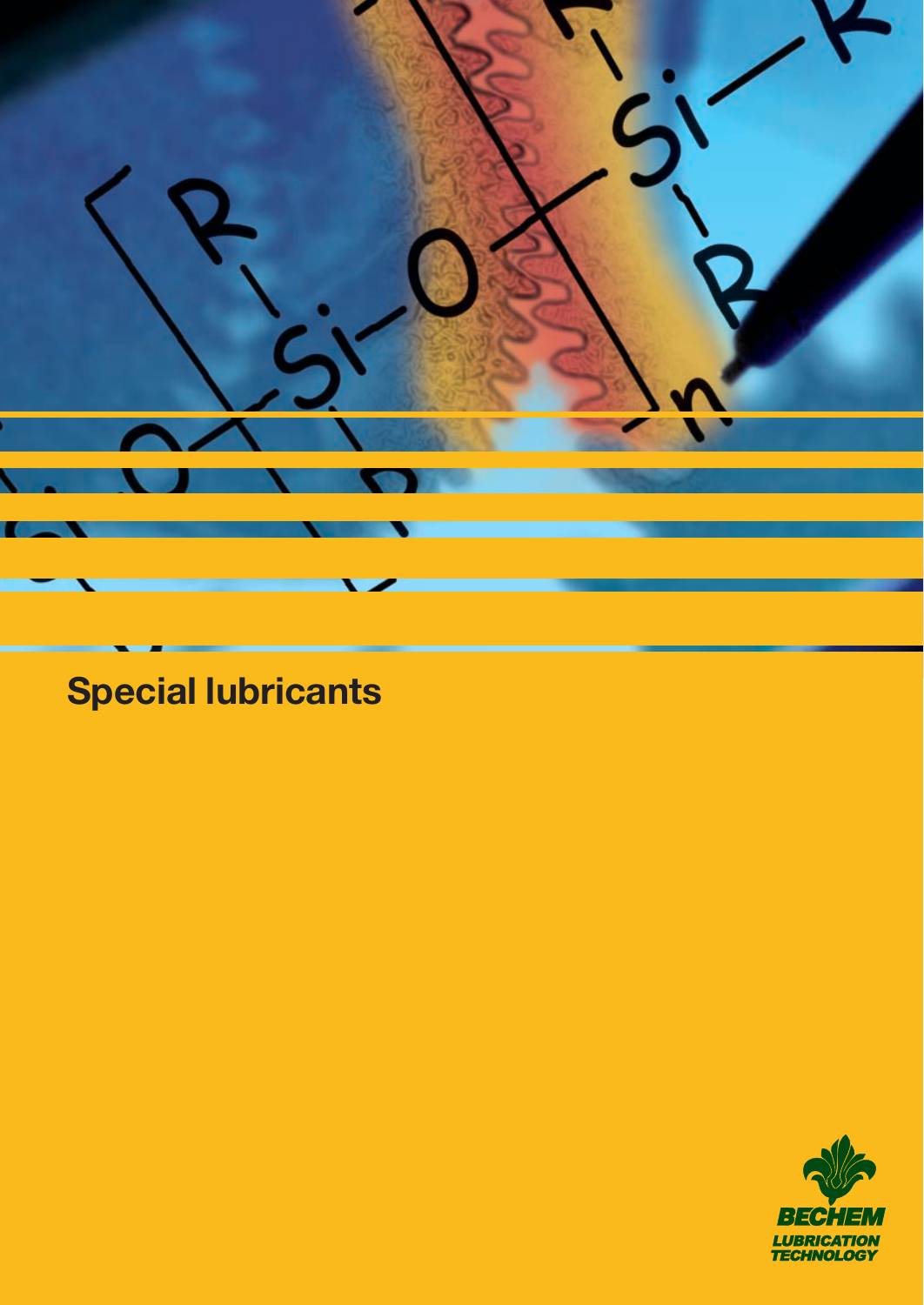# Special lubricants

BECHEM
LUBRICATION TECHNOLOGY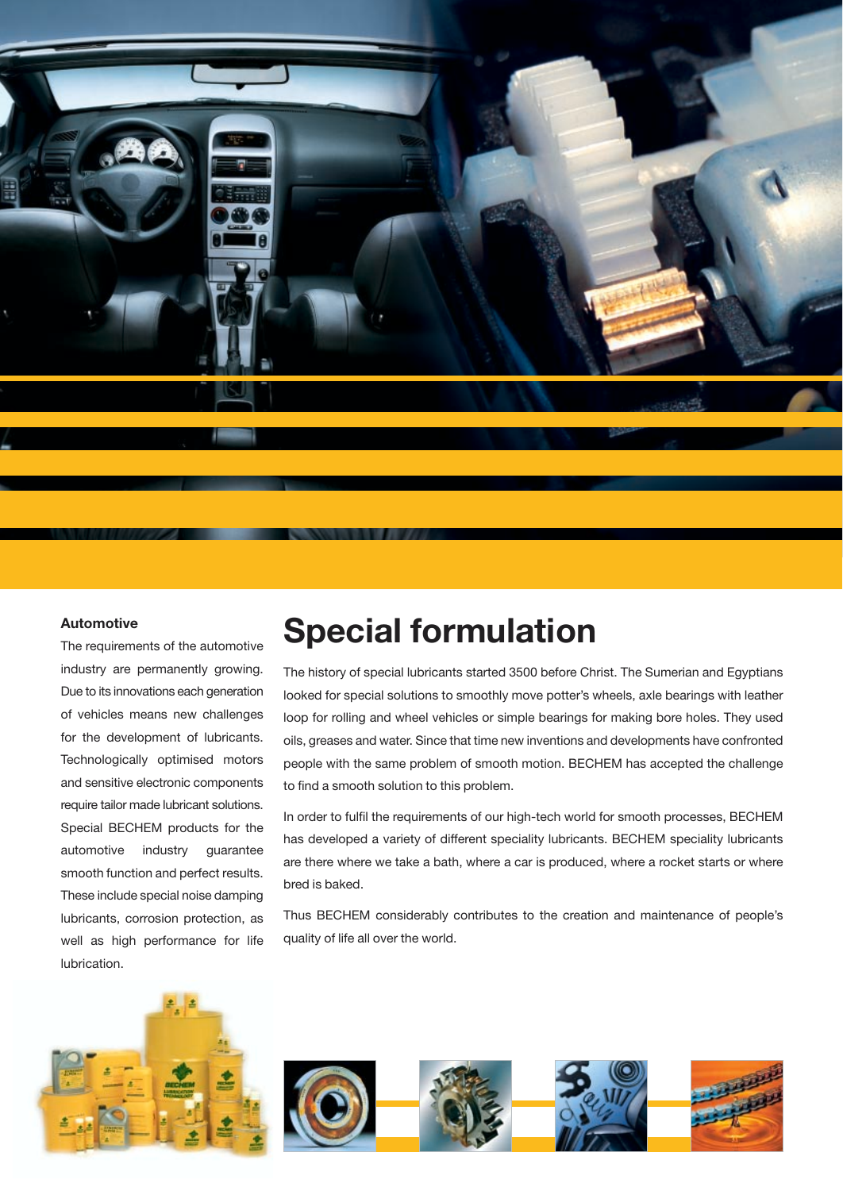## Automotive

The requirements of the automotive industry are permanently growing. Due to its innovations each generation of vehicles means new challenges for the development of lubricants. Technologically optimised motors and sensitive electronic components require tailor made lubricant solutions. Special BECHEM products for the automotive industry guarantee smooth function and perfect results. These include special noise damping lubricants, corrosion protection, as well as high performance for life lubrication.

# Special formulation

The history of special lubricants started 3500 before Christ. The Sumerian and Egyptians looked for special solutions to smoothly move potter's wheels, axle bearings with leather loop for rolling and wheel vehicles or simple bearings for making bore holes. They used oils, greases and water. Since that time new inventions and developments have confronted people with the same problem of smooth motion. BECHEM has accepted the challenge to find a smooth solution to this problem.

In order to fulfil the requirements of our high-tech world for smooth processes, BECHEM has developed a variety of different speciality lubricants. BECHEM speciality lubricants are there where we take a bath, where a car is produced, where a rocket starts or where bred is baked.

Thus BECHEM considerably contributes to the creation and maintenance of people's quality of life all over the world.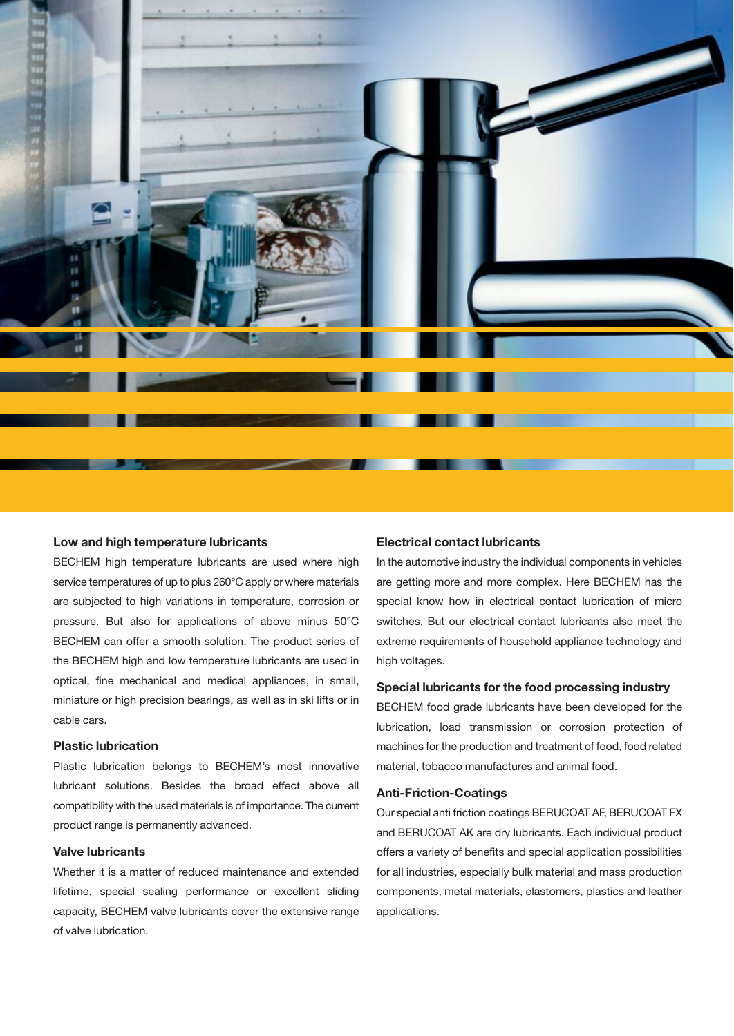## Low and high temperature lubricants

BECHEM high temperature lubricants are used where high service temperatures of up to plus 260°C apply or where materials are subjected to high variations in temperature, corrosion or pressure. But also for applications of above minus 50°C BECHEM can offer a smooth solution. The product series of the BECHEM high and low temperature lubricants are used in optical, fine mechanical and medical appliances, in small, miniature or high precision bearings, as well as in ski lifts or in cable cars.

## Plastic lubrication

Plastic lubrication belongs to BECHEM's most innovative lubricant solutions. Besides the broad effect above all compatibility with the used materials is of importance. The current product range is permanently advanced.

## Valve lubricants

Whether it is a matter of reduced maintenance and extended lifetime, special sealing performance or excellent sliding capacity, BECHEM valve lubricants cover the extensive range of valve lubrication.

## Electrical contact lubricants

In the automotive industry the individual components in vehicles are getting more and more complex. Here BECHEM has the special know how in electrical contact lubrication of micro switches. But our electrical contact lubricants also meet the extreme requirements of household appliance technology and high voltages.

## Special lubricants for the food processing industry

BECHEM food grade lubricants have been developed for the lubrication, load transmission or corrosion protection of machines for the production and treatment of food, food related material, tobacco manufactures and animal food.

## Anti-Friction-Coatings

Our special anti friction coatings BERUCOAT AF, BERUCOAT FX and BERUCOAT AK are dry lubricants. Each individual product offers a variety of benefits and special application possibilities for all industries, especially bulk material and mass production components, metal materials, elastomers, plastics and leather applications.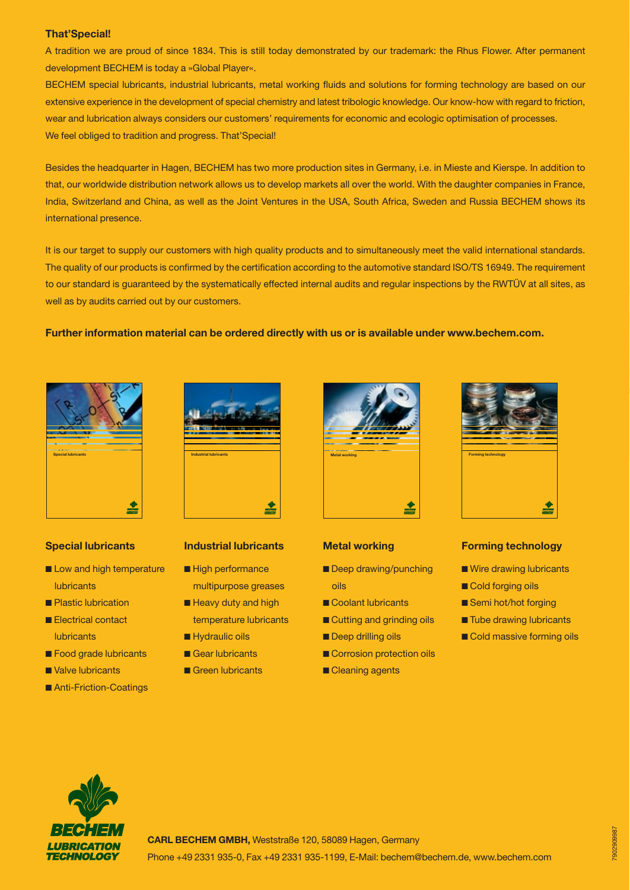**That'Special!**

A tradition we are proud of since 1834. This is still today demonstrated by our trademark: the Rhus Flower. After permanent development BECHEM is today a »Global Player«.

BECHEM special lubricants, industrial lubricants, metal working fluids and solutions for forming technology are based on our extensive experience in the development of special chemistry and latest tribologic knowledge. Our know-how with regard to friction, wear and lubrication always considers our customers' requirements for economic and ecologic optimisation of processes. We feel obliged to tradition and progress. That'Special!

Besides the headquarter in Hagen, BECHEM has two more production sites in Germany, i.e. in Mieste and Kierspe. In addition to that, our worldwide distribution network allows us to develop markets all over the world. With the daughter companies in France, India, Switzerland and China, as well as the Joint Ventures in the USA, South Africa, Sweden and Russia BECHEM shows its international presence.

It is our target to supply our customers with high quality products and to simultaneously meet the valid international standards. The quality of our products is confirmed by the certification according to the automotive standard ISO/TS 16949. The requirement to our standard is guaranteed by the systematically effected internal audits and regular inspections by the RWTÜV at all sites, as well as by audits carried out by our customers.

**Further information material can be ordered directly with us or is available under www.bechem.com.**

Special lubricants

Industrial lubricants

Metal working

Forming technology

### Special lubricants

- Low and high temperature lubricants
- Plastic lubrication
- Electrical contact lubricants
- Food grade lubricants
- Valve lubricants
- Anti-Friction-Coatings

### Industrial lubricants

- High performance multipurpose greases
- Heavy duty and high temperature lubricants
- Hydraulic oils
- Gear lubricants
- Green lubricants

### Metal working

- Deep drawing/punching oils
- Coolant lubricants
- Cutting and grinding oils
- Deep drilling oils
- Corrosion protection oils
- Cleaning agents

### Forming technology

- Wire drawing lubricants
- Cold forging oils
- Semi hot/hot forging
- Tube drawing lubricants
- Cold massive forming oils

BECHEM LUBRICATION TECHNOLOGY

**CARL BECHEM GMBH,** Weststraße 120, 58089 Hagen, Germany
Phone +49 2331 935-0, Fax +49 2331 935-1199, E-Mail: bechem@bechem.de, www.bechem.com

7902909987